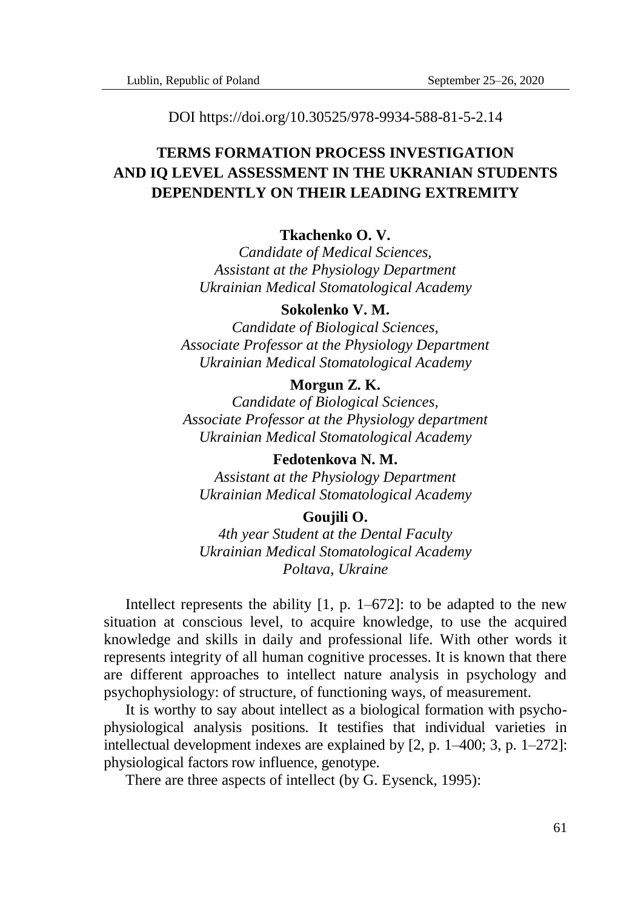DOI https://doi.org/10.30525/978-9934-588-81-5-2.14

# TERMS FORMATION PROCESS INVESTIGATION AND IQ LEVEL ASSESSMENT IN THE UKRANIAN STUDENTS DEPENDENTLY ON THEIR LEADING EXTREMITY

**Tkachenko O. V.**
*Candidate of Medical Sciences,*
*Assistant at the Physiology Department*
*Ukrainian Medical Stomatological Academy*

**Sokolenko V. M.**
*Candidate of Biological Sciences,*
*Associate Professor at the Physiology Department*
*Ukrainian Medical Stomatological Academy*

**Morgun Z. K.**
*Candidate of Biological Sciences,*
*Associate Professor at the Physiology department*
*Ukrainian Medical Stomatological Academy*

**Fedotenkova N. M.**
*Assistant at the Physiology Department*
*Ukrainian Medical Stomatological Academy*

**Goujili O.**
*4th year Student at the Dental Faculty*
*Ukrainian Medical Stomatological Academy*
*Poltava, Ukraine*

Intellect represents the ability [1, p. 1–672]: to be adapted to the new situation at conscious level, to acquire knowledge, to use the acquired knowledge and skills in daily and professional life. With other words it represents integrity of all human cognitive processes. It is known that there are different approaches to intellect nature analysis in psychology and psychophysiology: of structure, of functioning ways, of measurement.

It is worthy to say about intellect as a biological formation with psycho-physiological analysis positions. It testifies that individual varieties in intellectual development indexes are explained by [2, p. 1–400; 3, p. 1–272]: physiological factors row influence, genotype.

There are three aspects of intellect (by G. Eysenck, 1995):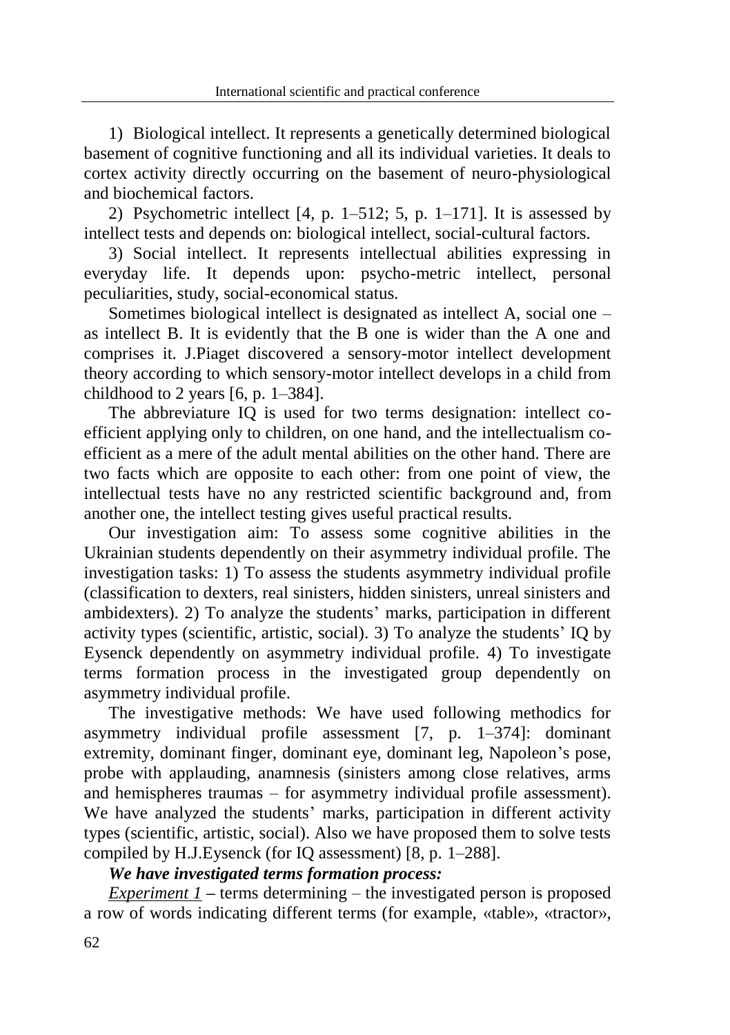1) Biological intellect. It represents a genetically determined biological basement of cognitive functioning and all its individual varieties. It deals to cortex activity directly occurring on the basement of neuro-physiological and biochemical factors.

2) Psychometric intellect [4, p. 1–512; 5, p. 1–171]. It is assessed by intellect tests and depends on: biological intellect, social-cultural factors.

3) Social intellect. It represents intellectual abilities expressing in everyday life. It depends upon: psycho-metric intellect, personal peculiarities, study, social-economical status.

Sometimes biological intellect is designated as intellect A, social one – as intellect B. It is evidently that the B one is wider than the A one and comprises it. J.Piaget discovered a sensory-motor intellect development theory according to which sensory-motor intellect develops in a child from childhood to 2 years [6, p. 1–384].

The abbreviature IQ is used for two terms designation: intellect co-efficient applying only to children, on one hand, and the intellectualism co-efficient as a mere of the adult mental abilities on the other hand. There are two facts which are opposite to each other: from one point of view, the intellectual tests have no any restricted scientific background and, from another one, the intellect testing gives useful practical results.

Our investigation aim: To assess some cognitive abilities in the Ukrainian students dependently on their asymmetry individual profile. The investigation tasks: 1) To assess the students asymmetry individual profile (classification to dexters, real sinisters, hidden sinisters, unreal sinisters and ambidexters). 2) To analyze the students' marks, participation in different activity types (scientific, artistic, social). 3) To analyze the students' IQ by Eysenck dependently on asymmetry individual profile. 4) To investigate terms formation process in the investigated group dependently on asymmetry individual profile.

The investigative methods: We have used following methodics for asymmetry individual profile assessment [7, p. 1–374]: dominant extremity, dominant finger, dominant eye, dominant leg, Napoleon's pose, probe with applauding, anamnesis (sinisters among close relatives, arms and hemispheres traumas – for asymmetry individual profile assessment). We have analyzed the students' marks, participation in different activity types (scientific, artistic, social). Also we have proposed them to solve tests compiled by H.J.Eysenck (for IQ assessment) [8, p. 1–288].

***We have investigated terms formation process:***

*Experiment 1* – terms determining – the investigated person is proposed a row of words indicating different terms (for example, «table», «tractor»,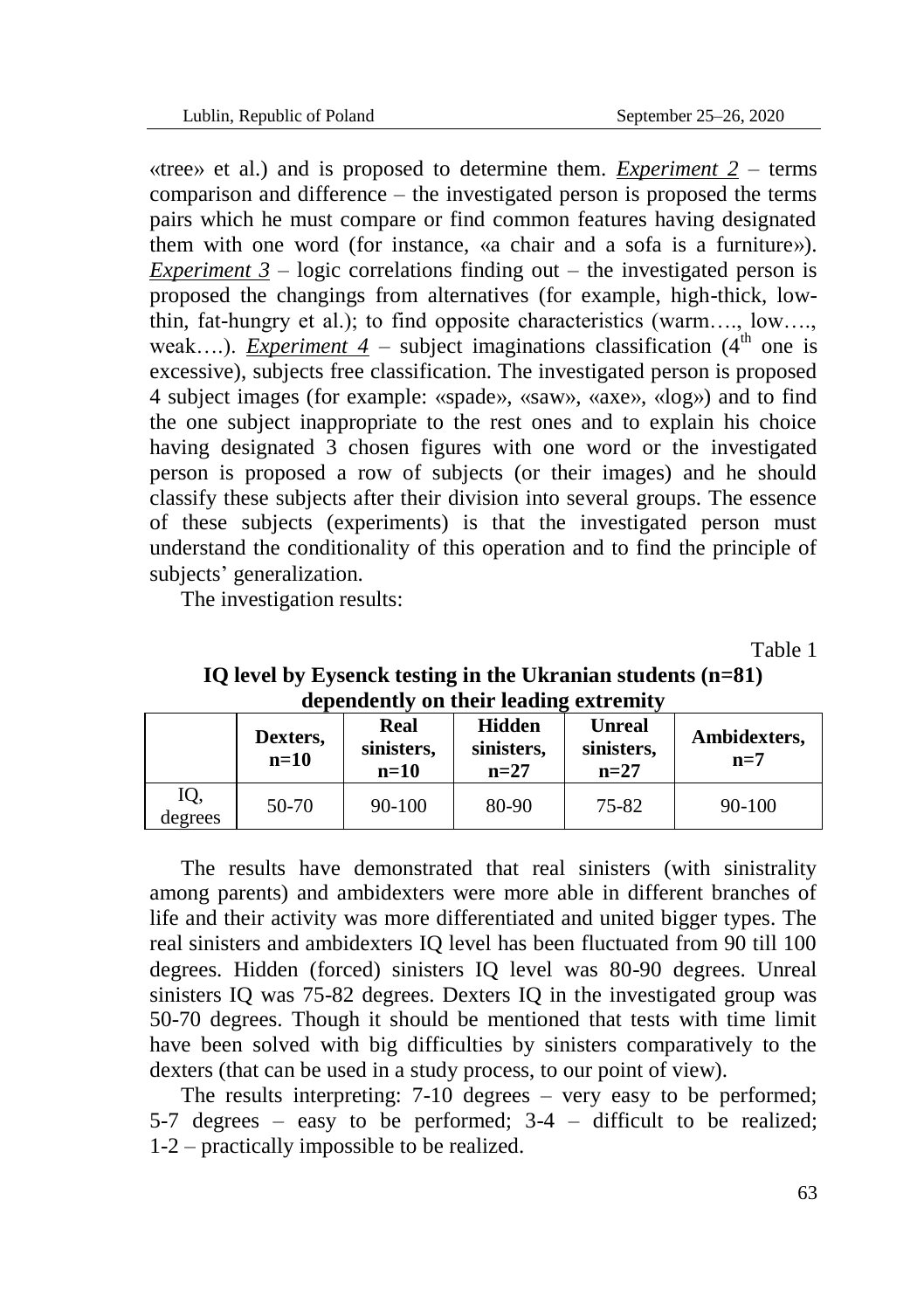«tree» et al.) and is proposed to determine them. ***Experiment 2*** – terms comparison and difference – the investigated person is proposed the terms pairs which he must compare or find common features having designated them with one word (for instance, «a chair and a sofa is a furniture»). ***Experiment 3*** – logic correlations finding out – the investigated person is proposed the changings from alternatives (for example, high-thick, low-thin, fat-hungry et al.); to find opposite characteristics (warm…., low…., weak….). ***Experiment 4*** – subject imaginations classification ($4^{th}$ one is excessive), subjects free classification. The investigated person is proposed 4 subject images (for example: «spade», «saw», «axe», «log») and to find the one subject inappropriate to the rest ones and to explain his choice having designated 3 chosen figures with one word or the investigated person is proposed a row of subjects (or their images) and he should classify these subjects after their division into several groups. The essence of these subjects (experiments) is that the investigated person must understand the conditionality of this operation and to find the principle of subjects' generalization.

The investigation results:

Table 1

**IQ level by Eysenck testing in the Ukranian students (n=81) dependently on their leading extremity**

| | **Dexters, n=10** | **Real sinisters, n=10** | **Hidden sinisters, n=27** | **Unreal sinisters, n=27** | **Ambidexters, n=7** |
|---|---|---|---|---|---|
| IQ, degrees | 50-70 | 90-100 | 80-90 | 75-82 | 90-100 |

The results have demonstrated that real sinisters (with sinistrality among parents) and ambidexters were more able in different branches of life and their activity was more differentiated and united bigger types. The real sinisters and ambidexters IQ level has been fluctuated from 90 till 100 degrees. Hidden (forced) sinisters IQ level was 80-90 degrees. Unreal sinisters IQ was 75-82 degrees. Dexters IQ in the investigated group was 50-70 degrees. Though it should be mentioned that tests with time limit have been solved with big difficulties by sinisters comparatively to the dexters (that can be used in a study process, to our point of view).

The results interpreting: 7-10 degrees – very easy to be performed; 5-7 degrees – easy to be performed; 3-4 – difficult to be realized; 1-2 – practically impossible to be realized.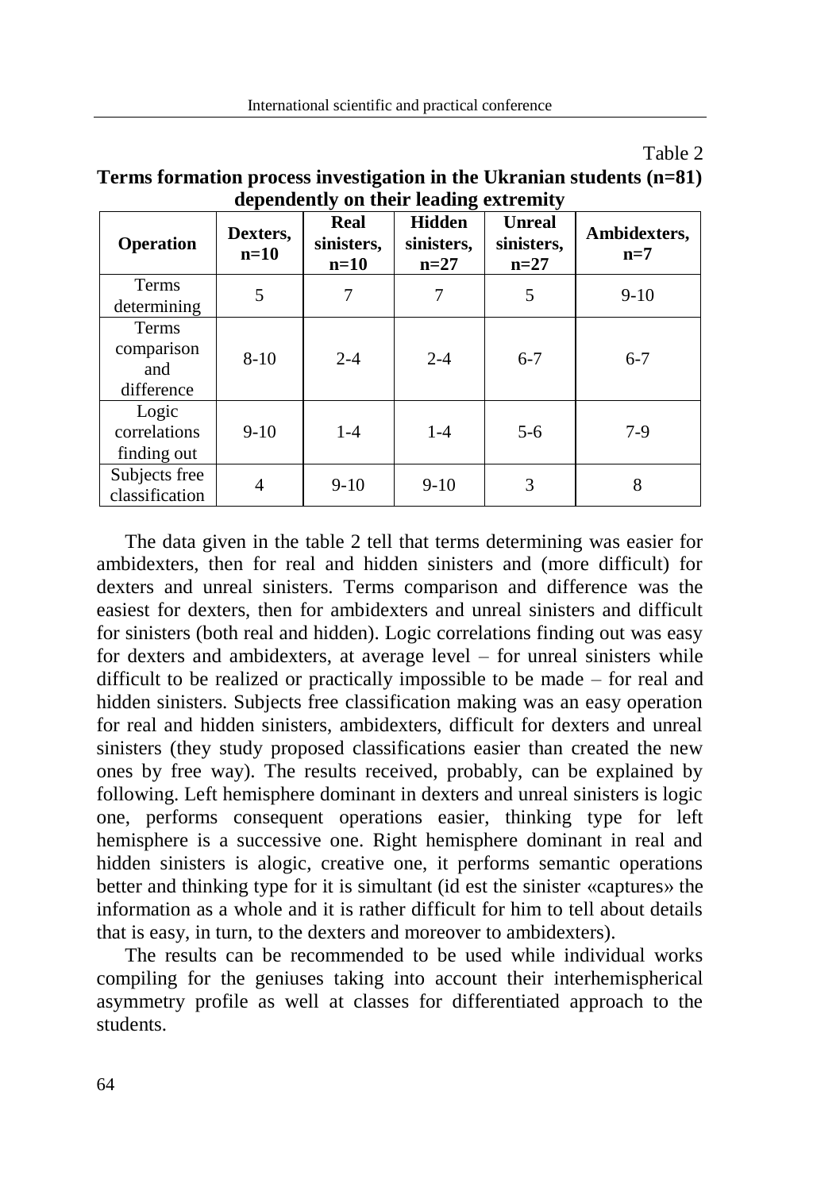Table 2

**Terms formation process investigation in the Ukranian students (n=81) dependently on their leading extremity**

| Operation | Dexters, n=10 | Real sinisters, n=10 | Hidden sinisters, n=27 | Unreal sinisters, n=27 | Ambidexters, n=7 |
|---|---|---|---|---|---|
| Terms determining | 5 | 7 | 7 | 5 | 9-10 |
| Terms comparison and difference | 8-10 | 2-4 | 2-4 | 6-7 | 6-7 |
| Logic correlations finding out | 9-10 | 1-4 | 1-4 | 5-6 | 7-9 |
| Subjects free classification | 4 | 9-10 | 9-10 | 3 | 8 |

The data given in the table 2 tell that terms determining was easier for ambidexters, then for real and hidden sinisters and (more difficult) for dexters and unreal sinisters. Terms comparison and difference was the easiest for dexters, then for ambidexters and unreal sinisters and difficult for sinisters (both real and hidden). Logic correlations finding out was easy for dexters and ambidexters, at average level – for unreal sinisters while difficult to be realized or practically impossible to be made – for real and hidden sinisters. Subjects free classification making was an easy operation for real and hidden sinisters, ambidexters, difficult for dexters and unreal sinisters (they study proposed classifications easier than created the new ones by free way). The results received, probably, can be explained by following. Left hemisphere dominant in dexters and unreal sinisters is logic one, performs consequent operations easier, thinking type for left hemisphere is a successive one. Right hemisphere dominant in real and hidden sinisters is alogic, creative one, it performs semantic operations better and thinking type for it is simultant (id est the sinister «captures» the information as a whole and it is rather difficult for him to tell about details that is easy, in turn, to the dexters and moreover to ambidexters).

The results can be recommended to be used while individual works compiling for the geniuses taking into account their interhemispherical asymmetry profile as well at classes for differentiated approach to the students.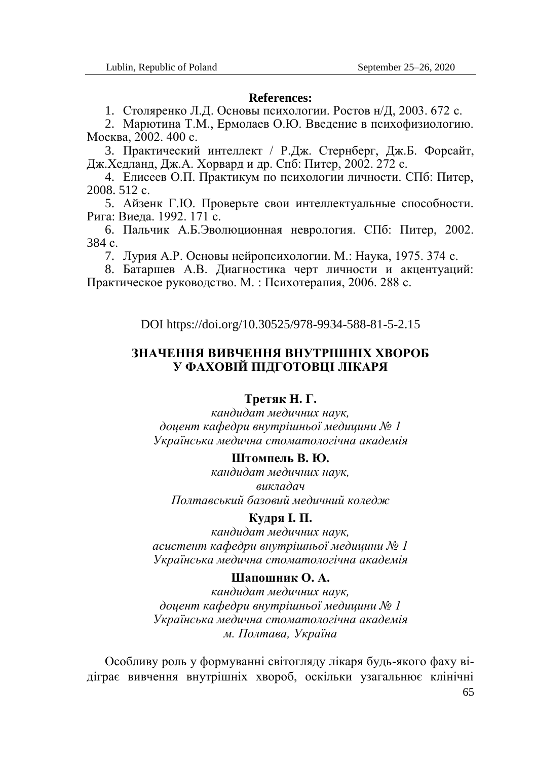**References:**

1. Столяренко Л.Д. Основы психологии. Ростов н/Д, 2003. 672 с.
2. Марютина Т.М., Ермолаев О.Ю. Введение в психофизиологию. Москва, 2002. 400 с.
3. Практический интеллект / Р.Дж. Стернберг, Дж.Б. Форсайт, Дж.Хедланд, Дж.А. Хорвард и др. Спб: Питер, 2002. 272 с.
4. Елисеев О.П. Практикум по психологии личности. СПб: Питер, 2008. 512 с.
5. Айзенк Г.Ю. Проверьте свои интеллектуальные способности. Рига: Виеда. 1992. 171 с.
6. Пальчик А.Б.Эволюционная неврология. СПб: Питер, 2002. 384 с.
7. Лурия А.Р. Основы нейропсихологии. М.: Наука, 1975. 374 с.
8. Батаршев А.В. Диагностика черт личности и акцентуаций: Практическое руководство. М. : Психотерапия, 2006. 288 с.

DOI https://doi.org/10.30525/978-9934-588-81-5-2.15

## ЗНАЧЕННЯ ВИВЧЕННЯ ВНУТРІШНІХ ХВОРОБ У ФАХОВІЙ ПІДГОТОВЦІ ЛІКАРЯ

**Третяк Н. Г.**
*кандидат медичних наук,*
*доцент кафедри внутрішньої медицини № 1*
*Українська медична стоматологічна академія*

**Штомпель В. Ю.**
*кандидат медичних наук,*
*викладач*
*Полтавський базовий медичний коледж*

**Кудря І. П.**
*кандидат медичних наук,*
*асистент кафедри внутрішньої медицини № 1*
*Українська медична стоматологічна академія*

**Шапошник О. А.**
*кандидат медичних наук,*
*доцент кафедри внутрішньої медицини № 1*
*Українська медична стоматологічна академія*
*м. Полтава, Україна*

Особливу роль у формуванні світогляду лікаря будь-якого фаху відіграє вивчення внутрішніх хвороб, оскільки узагальнює клінічні